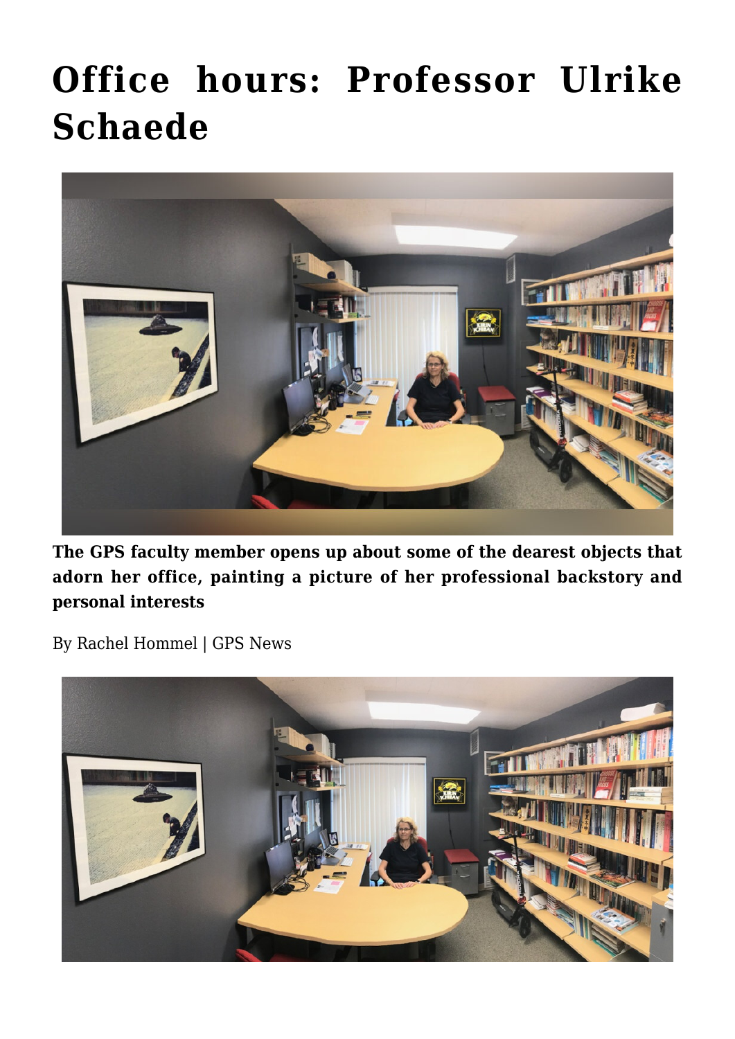# Office hours: Professor Ulrike Schaede

**The GPS faculty member opens up about some of the dearest objects that adorn her office, painting a picture of her professional backstory and personal interests**

By Rachel Hommel | GPS News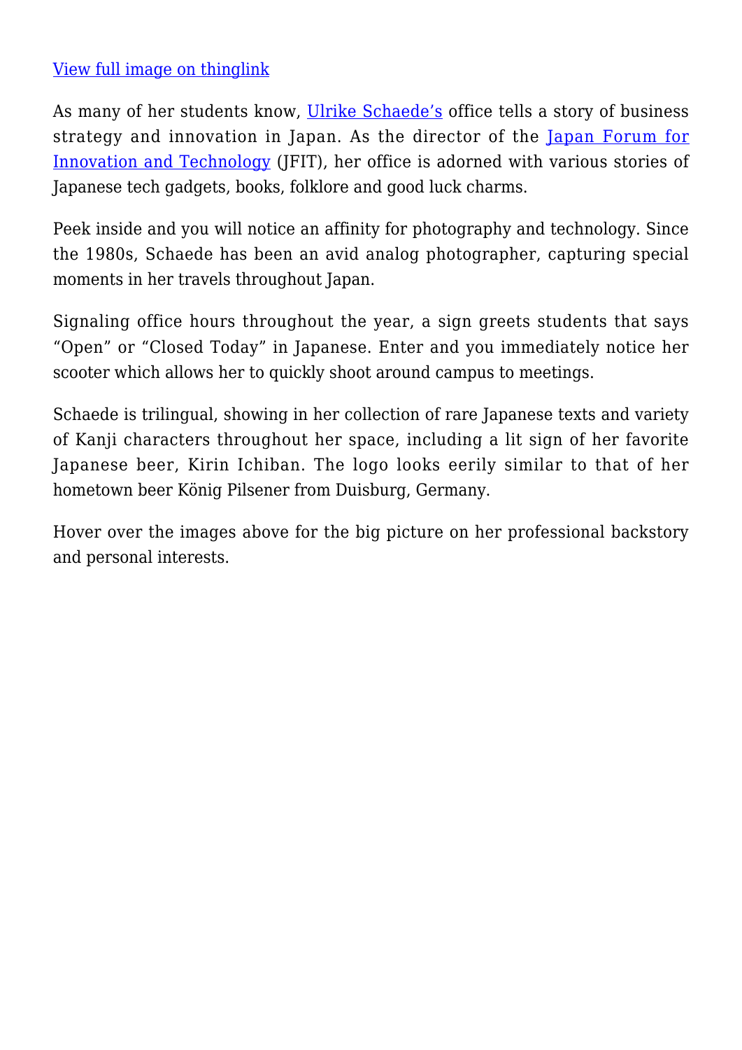[View full image on thinglink]

As many of her students know, [Ulrike Schaede's] office tells a story of business strategy and innovation in Japan. As the director of the [Japan Forum for Innovation and Technology] (JFIT), her office is adorned with various stories of Japanese tech gadgets, books, folklore and good luck charms.

Peek inside and you will notice an affinity for photography and technology. Since the 1980s, Schaede has been an avid analog photographer, capturing special moments in her travels throughout Japan.

Signaling office hours throughout the year, a sign greets students that says "Open" or "Closed Today" in Japanese. Enter and you immediately notice her scooter which allows her to quickly shoot around campus to meetings.

Schaede is trilingual, showing in her collection of rare Japanese texts and variety of Kanji characters throughout her space, including a lit sign of her favorite Japanese beer, Kirin Ichiban. The logo looks eerily similar to that of her hometown beer König Pilsener from Duisburg, Germany.

Hover over the images above for the big picture on her professional backstory and personal interests.